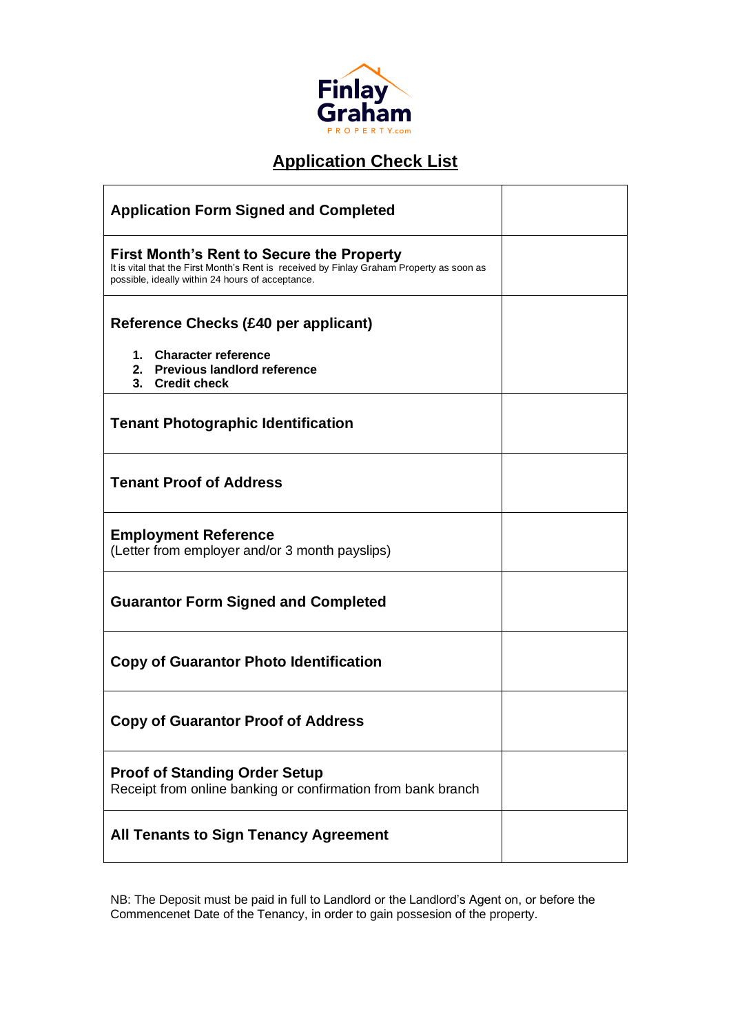Finlay Graham PROPERTY.com

# Application Check List

| | |
|---|---|
| **Application Form Signed and Completed** | |
| **First Month's Rent to Secure the Property**<br>It is vital that the First Month's Rent is received by Finlay Graham Property as soon as possible, ideally within 24 hours of acceptance. | |
| **Reference Checks (£40 per applicant)**<br>**1. Character reference**<br>**2. Previous landlord reference**<br>**3. Credit check** | |
| **Tenant Photographic Identification** | |
| **Tenant Proof of Address** | |
| **Employment Reference**<br>(Letter from employer and/or 3 month payslips) | |
| **Guarantor Form Signed and Completed** | |
| **Copy of Guarantor Photo Identification** | |
| **Copy of Guarantor Proof of Address** | |
| **Proof of Standing Order Setup**<br>Receipt from online banking or confirmation from bank branch | |
| **All Tenants to Sign Tenancy Agreement** | |

NB: The Deposit must be paid in full to Landlord or the Landlord's Agent on, or before the Commencenet Date of the Tenancy, in order to gain possesion of the property.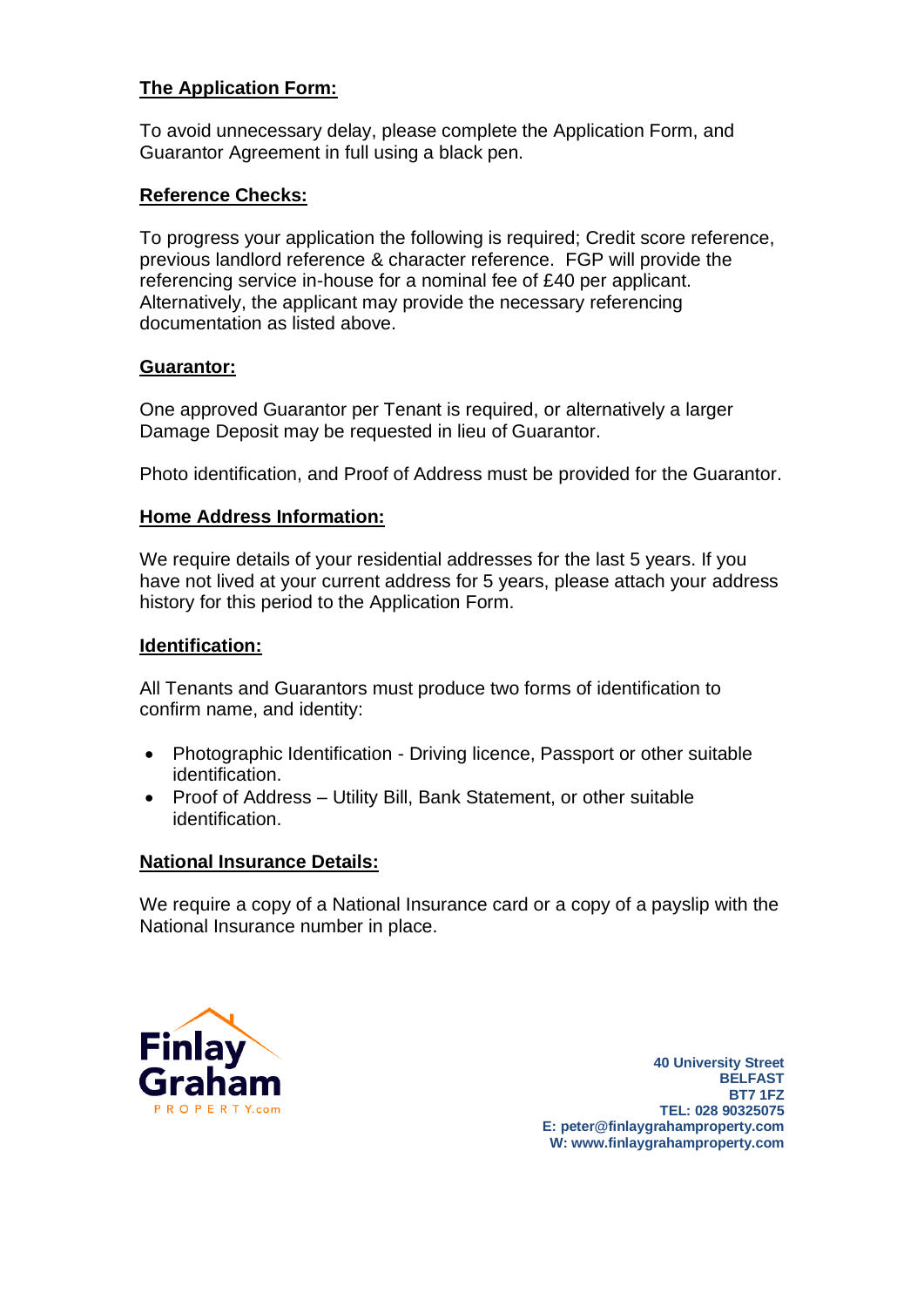## The Application Form:

To avoid unnecessary delay, please complete the Application Form, and Guarantor Agreement in full using a black pen.

## Reference Checks:

To progress your application the following is required; Credit score reference, previous landlord reference & character reference. FGP will provide the referencing service in-house for a nominal fee of £40 per applicant. Alternatively, the applicant may provide the necessary referencing documentation as listed above.

## Guarantor:

One approved Guarantor per Tenant is required, or alternatively a larger Damage Deposit may be requested in lieu of Guarantor.

Photo identification, and Proof of Address must be provided for the Guarantor.

## Home Address Information:

We require details of your residential addresses for the last 5 years. If you have not lived at your current address for 5 years, please attach your address history for this period to the Application Form.

## Identification:

All Tenants and Guarantors must produce two forms of identification to confirm name, and identity:

- Photographic Identification - Driving licence, Passport or other suitable identification.
- Proof of Address – Utility Bill, Bank Statement, or other suitable identification.

## National Insurance Details:

We require a copy of a National Insurance card or a copy of a payslip with the National Insurance number in place.

Finlay Graham PROPERTY.com

**40 University Street**
**BELFAST**
**BT7 1FZ**
**TEL: 028 90325075**
**E: peter@finlaygrahamproperty.com**
**W: www.finlaygrahamproperty.com**